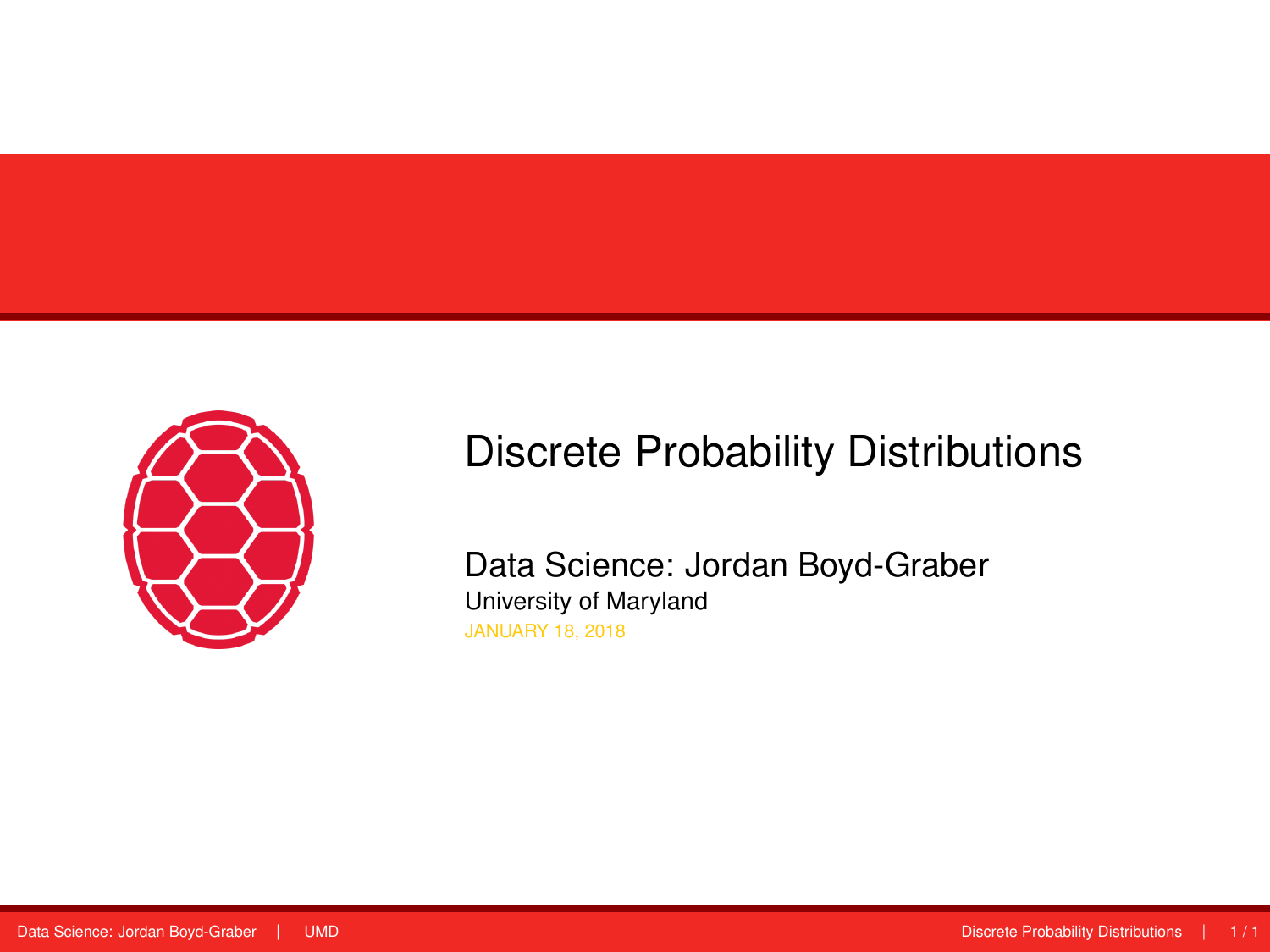# Discrete Probability Distributions

Data Science: Jordan Boyd-Graber

University of Maryland

JANUARY 18, 2018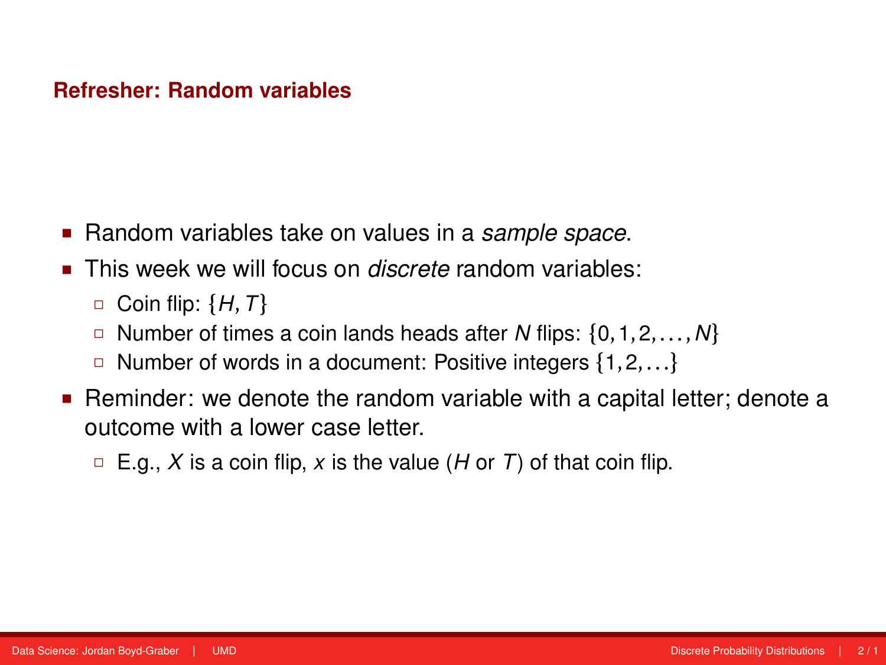## Refresher: Random variables

- Random variables take on values in a *sample space*.
- This week we will focus on *discrete* random variables:
  - Coin flip: $\{H, T\}$
  - Number of times a coin lands heads after $N$ flips: $\{0, 1, 2, \ldots, N\}$
  - Number of words in a document: Positive integers $\{1, 2, \ldots\}$
- Reminder: we denote the random variable with a capital letter; denote a outcome with a lower case letter.
  - E.g., $X$ is a coin flip, $x$ is the value ($H$ or $T$) of that coin flip.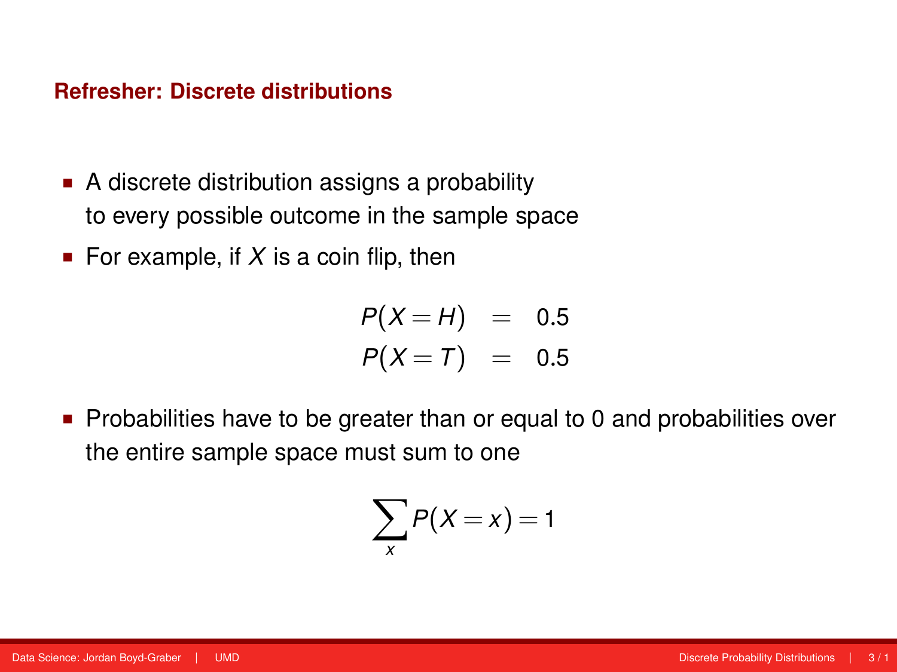## Refresher: Discrete distributions

- A discrete distribution assigns a probability to every possible outcome in the sample space
- For example, if $X$ is a coin flip, then

$$
\begin{aligned}
P(X = H) &= 0.5 \\
P(X = T) &= 0.5
\end{aligned}
$$

- Probabilities have to be greater than or equal to 0 and probabilities over the entire sample space must sum to one

$$
\sum_x P(X = x) = 1
$$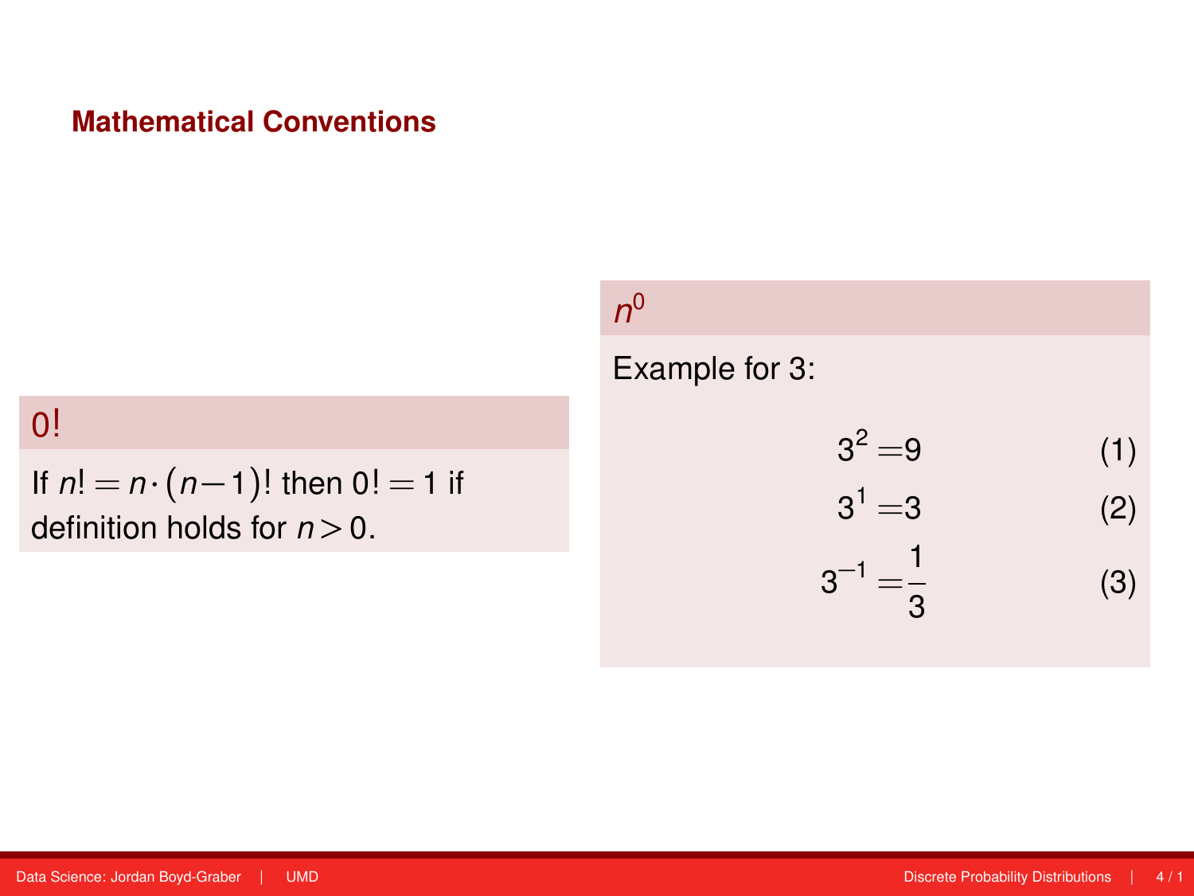## Mathematical Conventions

### $0!$

If $n! = n \cdot (n-1)!$ then $0! = 1$ if definition holds for $n > 0$.

### $n^0$

Example for 3:

$$3^2 = 9 \tag{1}$$

$$3^1 = 3 \tag{2}$$

$$3^{-1} = \frac{1}{3} \tag{3}$$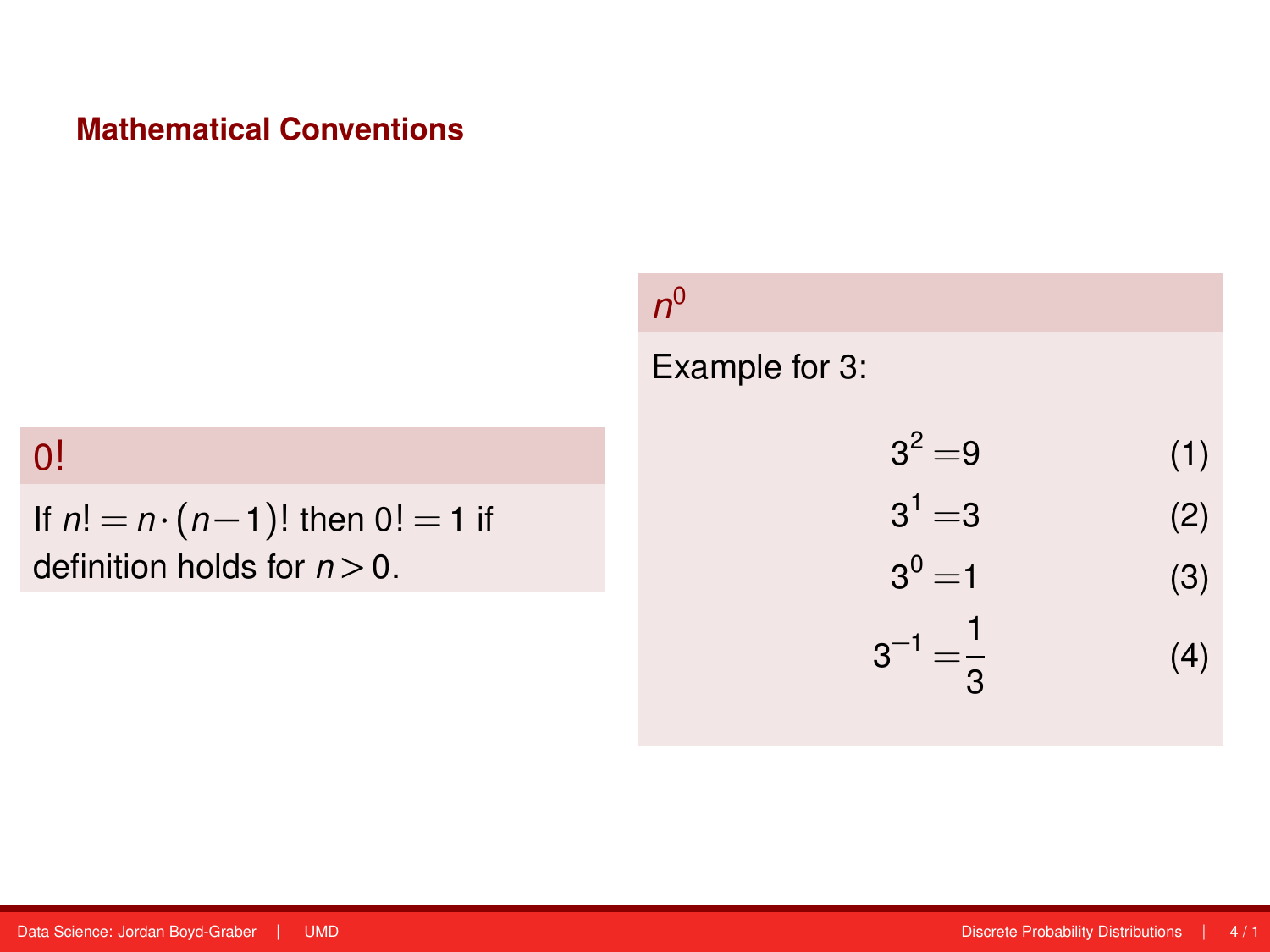# Mathematical Conventions

### $0!$

If $n! = n \cdot (n-1)!$ then $0! = 1$ if definition holds for $n > 0$.

### $n^0$

Example for 3:

$$3^2 = 9 \tag{1}$$

$$3^1 = 3 \tag{2}$$

$$3^0 = 1 \tag{3}$$

$$3^{-1} = \frac{1}{3} \tag{4}$$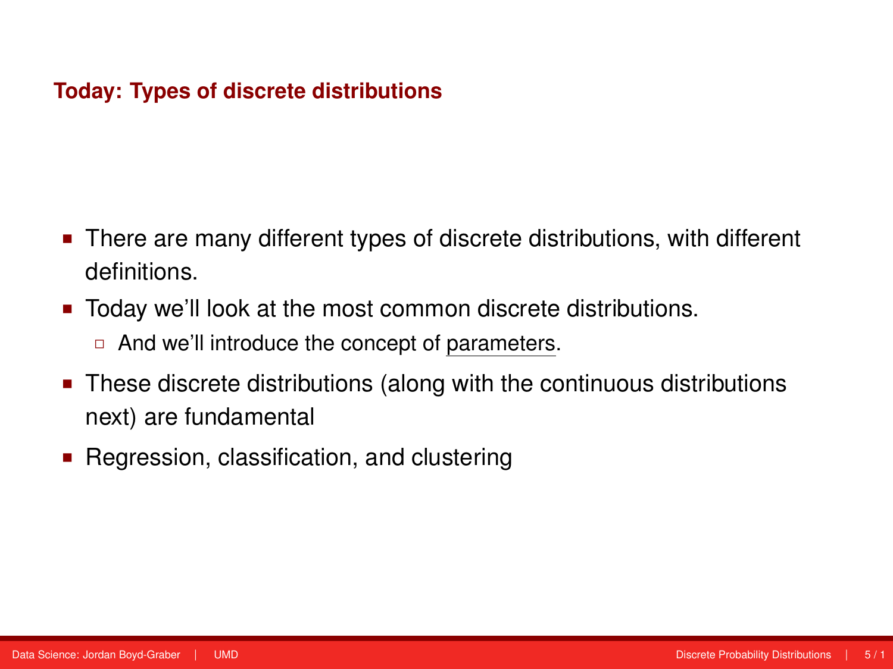## Today: Types of discrete distributions

- There are many different types of discrete distributions, with different definitions.
- Today we'll look at the most common discrete distributions.
  - And we'll introduce the concept of parameters.
- These discrete distributions (along with the continuous distributions next) are fundamental
- Regression, classification, and clustering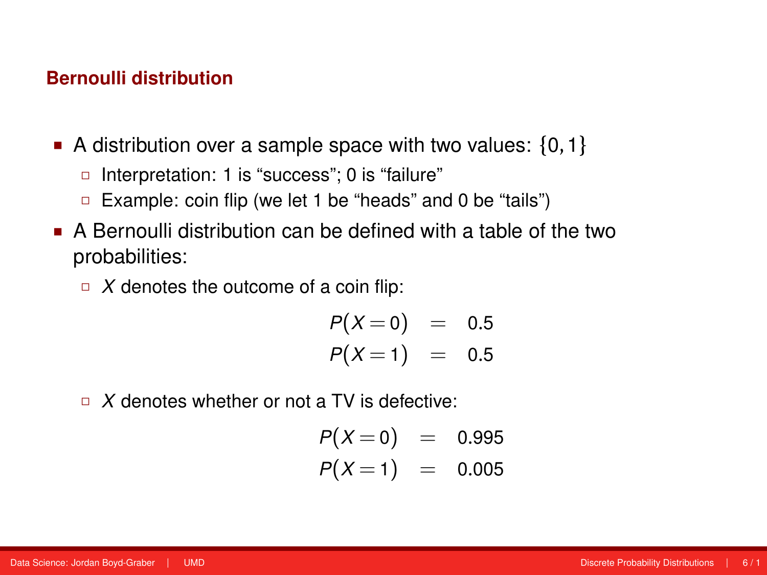## Bernoulli distribution

- A distribution over a sample space with two values: $\{0, 1\}$
  - Interpretation: 1 is "success"; 0 is "failure"
  - Example: coin flip (we let 1 be "heads" and 0 be "tails")
- A Bernoulli distribution can be defined with a table of the two probabilities:
  - $X$ denotes the outcome of a coin flip:

$$
\begin{aligned}
P(X=0) &= 0.5 \\
P(X=1) &= 0.5
\end{aligned}
$$

  - $X$ denotes whether or not a TV is defective:

$$
\begin{aligned}
P(X=0) &= 0.995 \\
P(X=1) &= 0.005
\end{aligned}
$$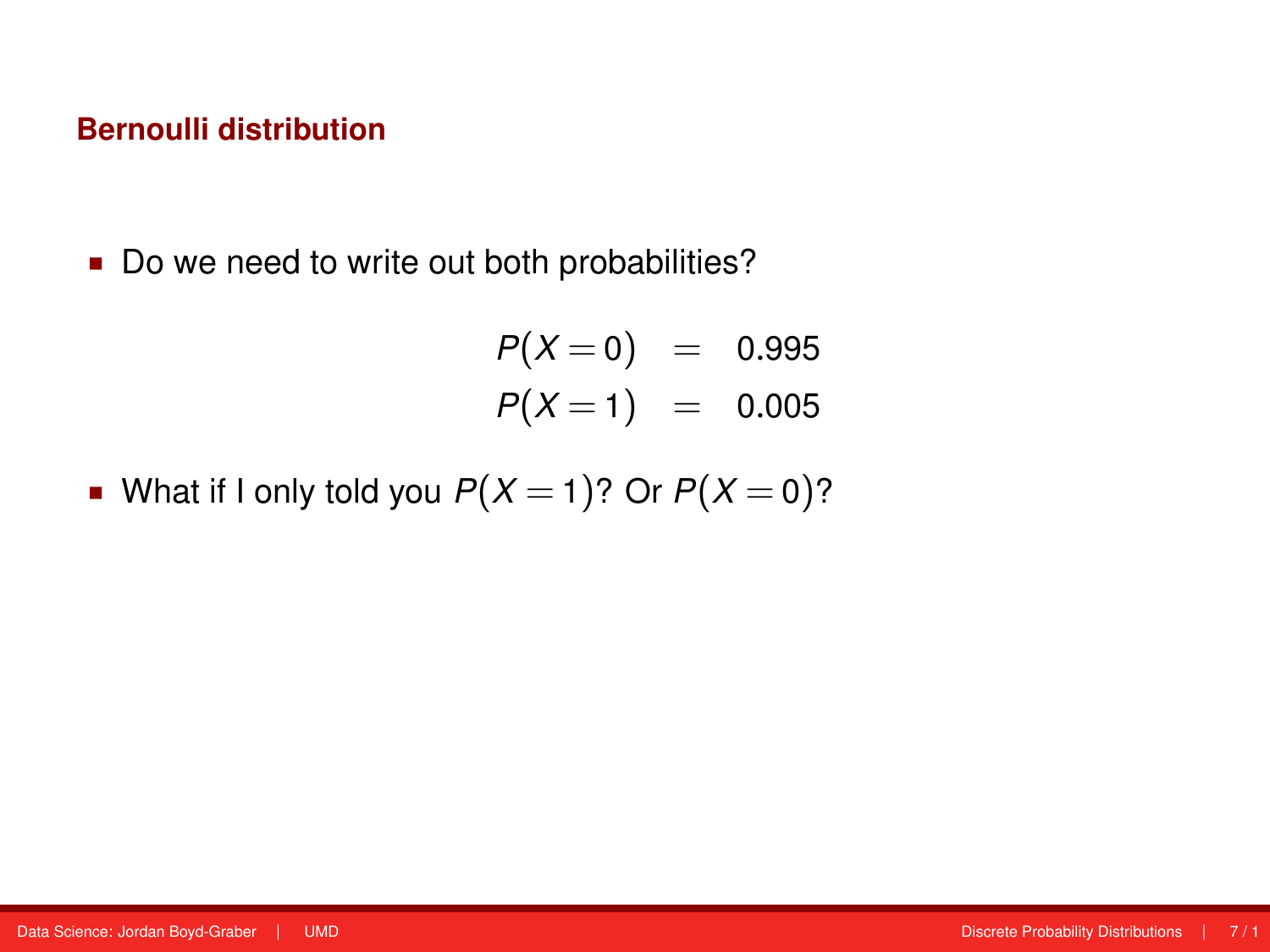## Bernoulli distribution

- Do we need to write out both probabilities?

$$
\begin{aligned}
P(X=0) &= 0.995 \\
P(X=1) &= 0.005
\end{aligned}
$$

- What if I only told you $P(X=1)$? Or $P(X=0)$?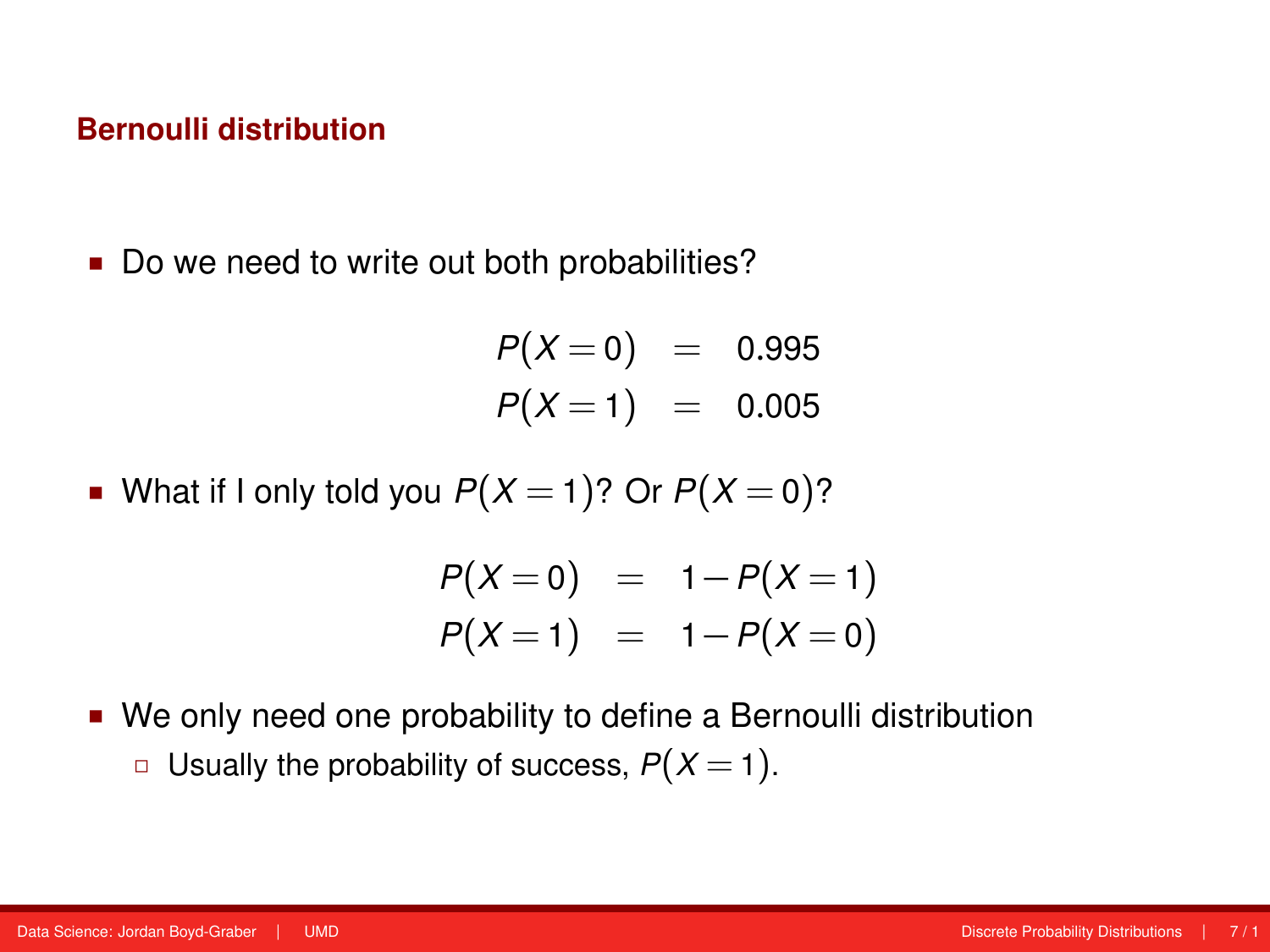## Bernoulli distribution

- Do we need to write out both probabilities?

$$
\begin{aligned}
P(X=0) &= 0.995 \\
P(X=1) &= 0.005
\end{aligned}
$$

- What if I only told you $P(X=1)$? Or $P(X=0)$?

$$
\begin{aligned}
P(X=0) &= 1-P(X=1) \\
P(X=1) &= 1-P(X=0)
\end{aligned}
$$

- We only need one probability to define a Bernoulli distribution
  - Usually the probability of success, $P(X=1)$.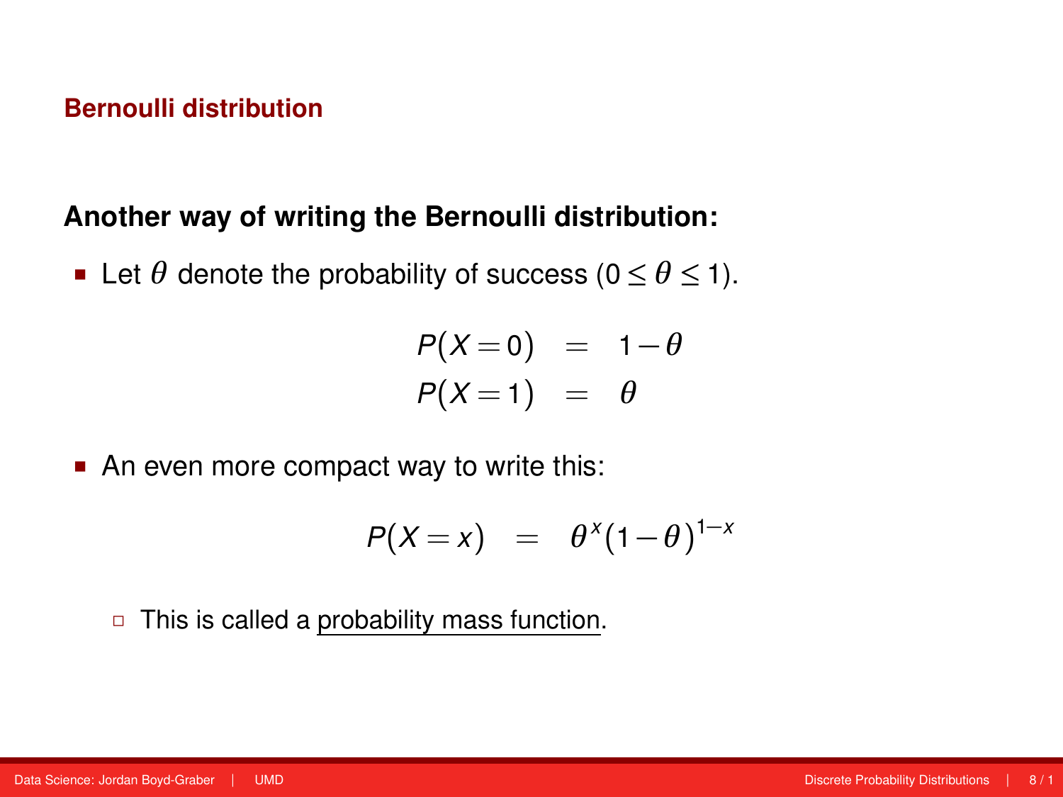## Bernoulli distribution

**Another way of writing the Bernoulli distribution:**

- Let $\theta$ denote the probability of success ($0 \leq \theta \leq 1$).

$$
\begin{aligned}
P(X=0) &= 1-\theta \\
P(X=1) &= \theta
\end{aligned}
$$

- An even more compact way to write this:

$$
P(X=x) = \theta^{x}(1-\theta)^{1-x}
$$

  - This is called a probability mass function.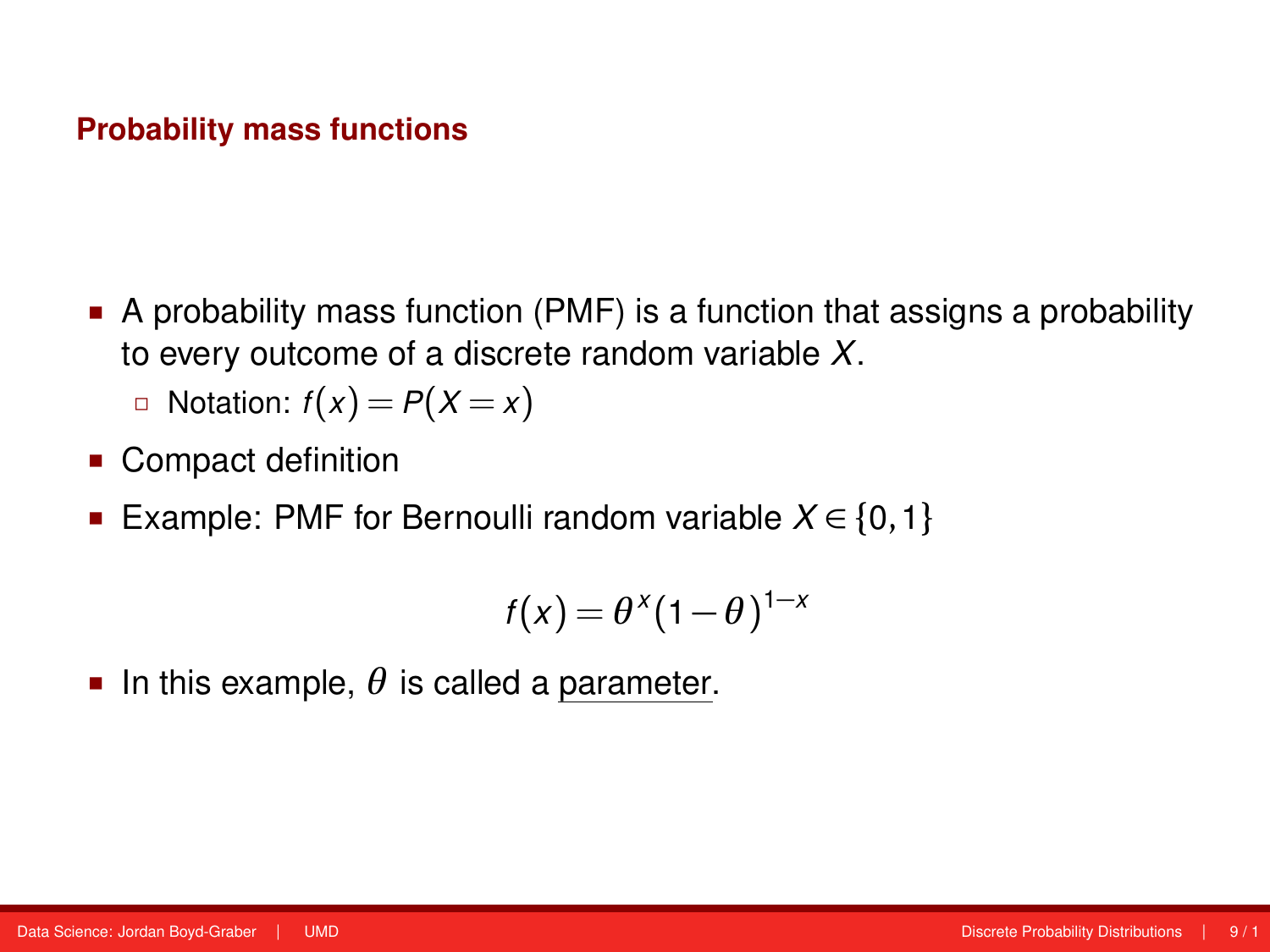## Probability mass functions

- A probability mass function (PMF) is a function that assigns a probability to every outcome of a discrete random variable $X$.
  - Notation: $f(x) = P(X = x)$
- Compact definition
- Example: PMF for Bernoulli random variable $X \in \{0,1\}$

$$f(x) = \theta^x (1-\theta)^{1-x}$$

- In this example, $\theta$ is called a parameter.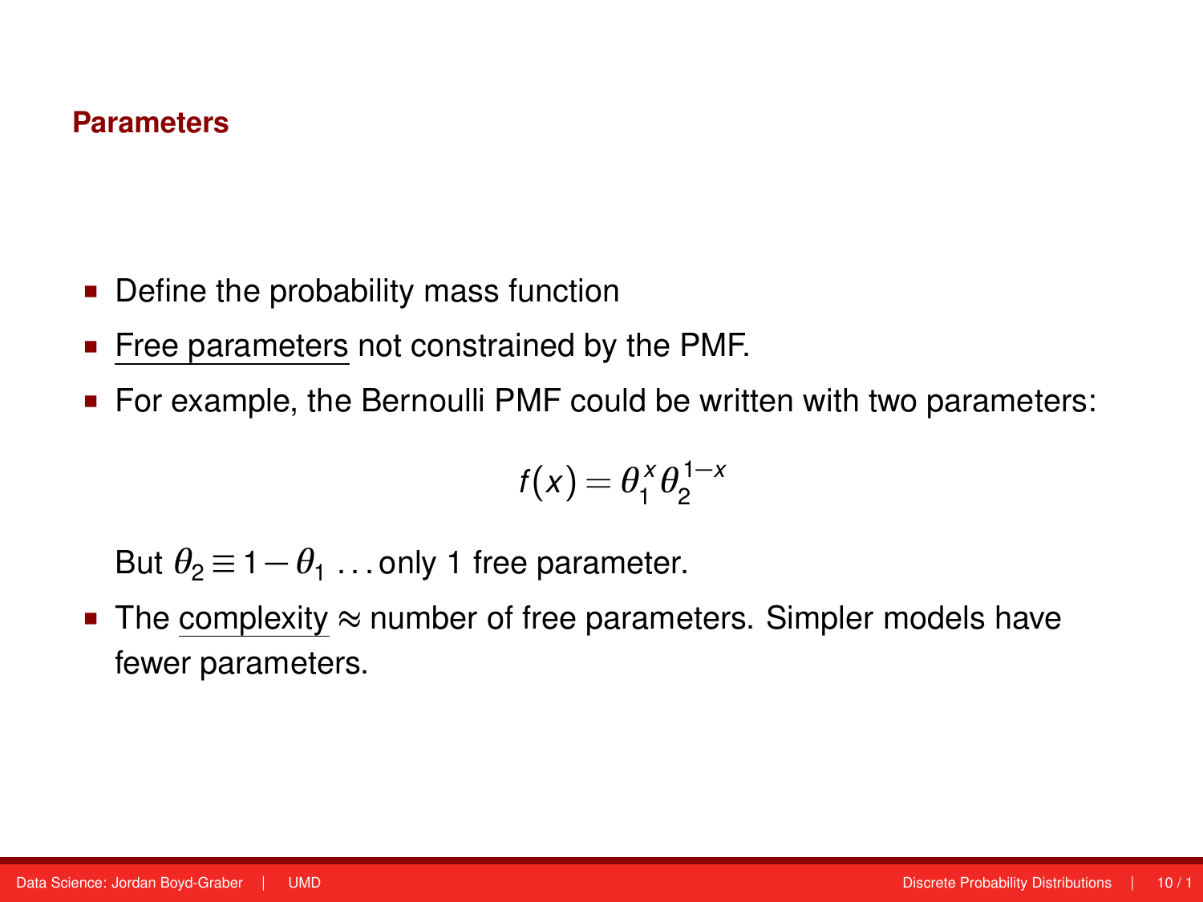## Parameters

- Define the probability mass function
- Free parameters not constrained by the PMF.
- For example, the Bernoulli PMF could be written with two parameters:

$$f(x) = \theta_1^x \theta_2^{1-x}$$

  But $\theta_2 \equiv 1 - \theta_1$ ...only 1 free parameter.
- The complexity $\approx$ number of free parameters. Simpler models have fewer parameters.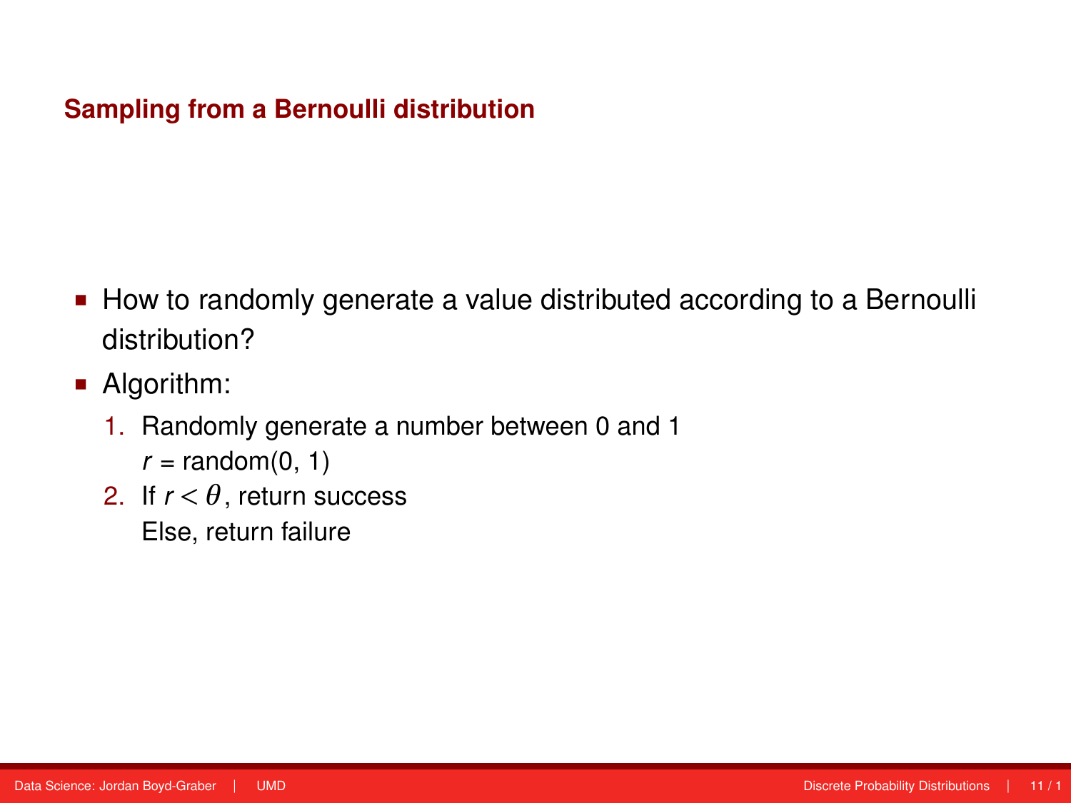## Sampling from a Bernoulli distribution

- How to randomly generate a value distributed according to a Bernoulli distribution?
- Algorithm:
  1. Randomly generate a number between 0 and 1
     $r = \text{random}(0, 1)$
  2. If $r < \theta$, return success
     Else, return failure